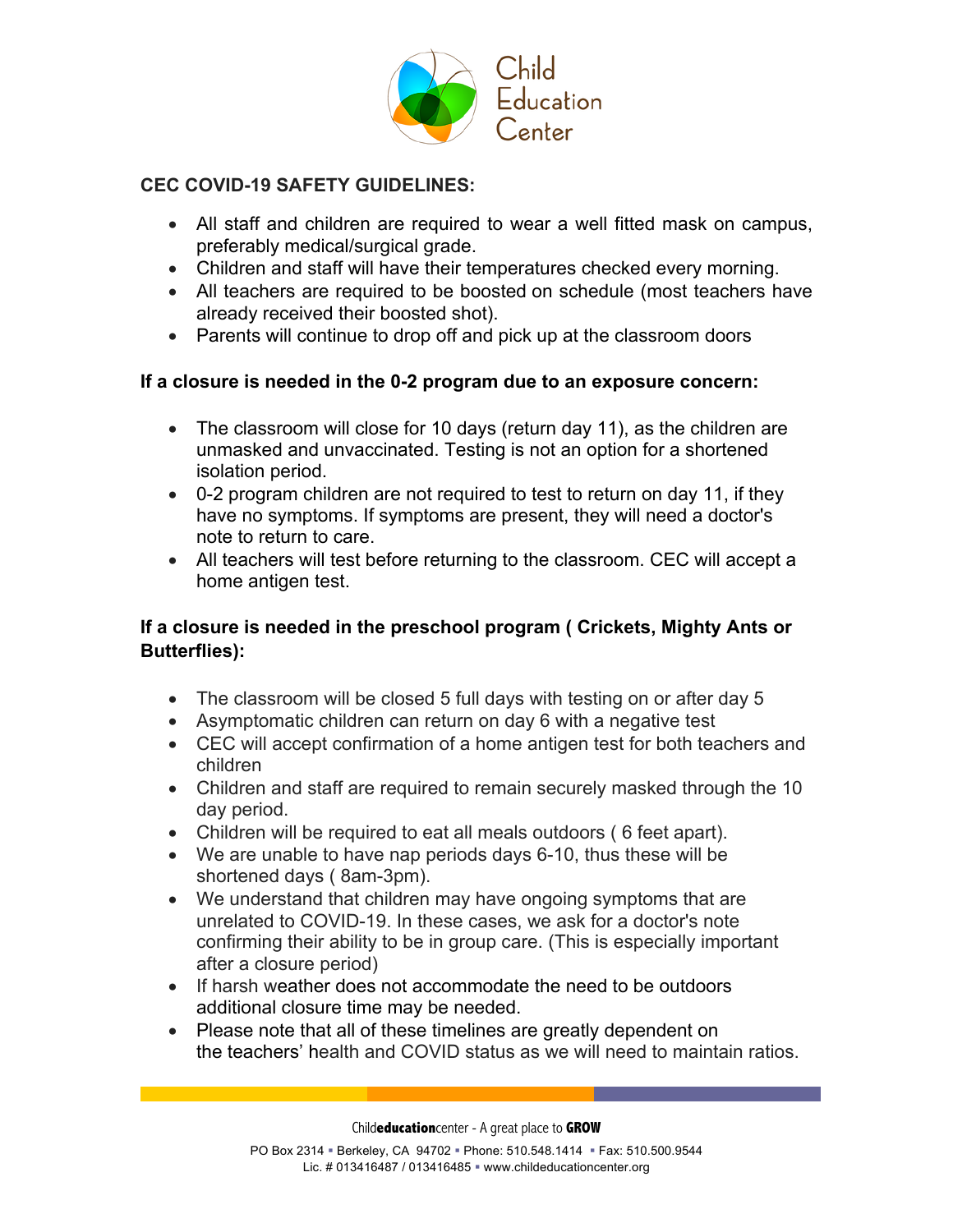Child Education Center

**CEC COVID-19 SAFETY GUIDELINES:**

- All staff and children are required to wear a well fitted mask on campus, preferably medical/surgical grade.
- Children and staff will have their temperatures checked every morning.
- All teachers are required to be boosted on schedule (most teachers have already received their boosted shot).
- Parents will continue to drop off and pick up at the classroom doors

**If a closure is needed in the 0-2 program due to an exposure concern:**

- The classroom will close for 10 days (return day 11), as the children are unmasked and unvaccinated. Testing is not an option for a shortened isolation period.
- 0-2 program children are not required to test to return on day 11, if they have no symptoms. If symptoms are present, they will need a doctor's note to return to care.
- All teachers will test before returning to the classroom. CEC will accept a home antigen test.

**If a closure is needed in the preschool program ( Crickets, Mighty Ants or Butterflies):**

- The classroom will be closed 5 full days with testing on or after day 5
- Asymptomatic children can return on day 6 with a negative test
- CEC will accept confirmation of a home antigen test for both teachers and children
- Children and staff are required to remain securely masked through the 10 day period.
- Children will be required to eat all meals outdoors ( 6 feet apart).
- We are unable to have nap periods days 6-10, thus these will be shortened days ( 8am-3pm).
- We understand that children may have ongoing symptoms that are unrelated to COVID-19. In these cases, we ask for a doctor's note confirming their ability to be in group care. (This is especially important after a closure period)
- If harsh weather does not accommodate the need to be outdoors additional closure time may be needed.
- Please note that all of these timelines are greatly dependent on the teachers' health and COVID status as we will need to maintain ratios.

Child**education**center - A great place to **GROW**

PO Box 2314 ▪ Berkeley, CA 94702 ▪ Phone: 510.548.1414 ▪ Fax: 510.500.9544
Lic. # 013416487 / 013416485 ▪ www.childeducationcenter.org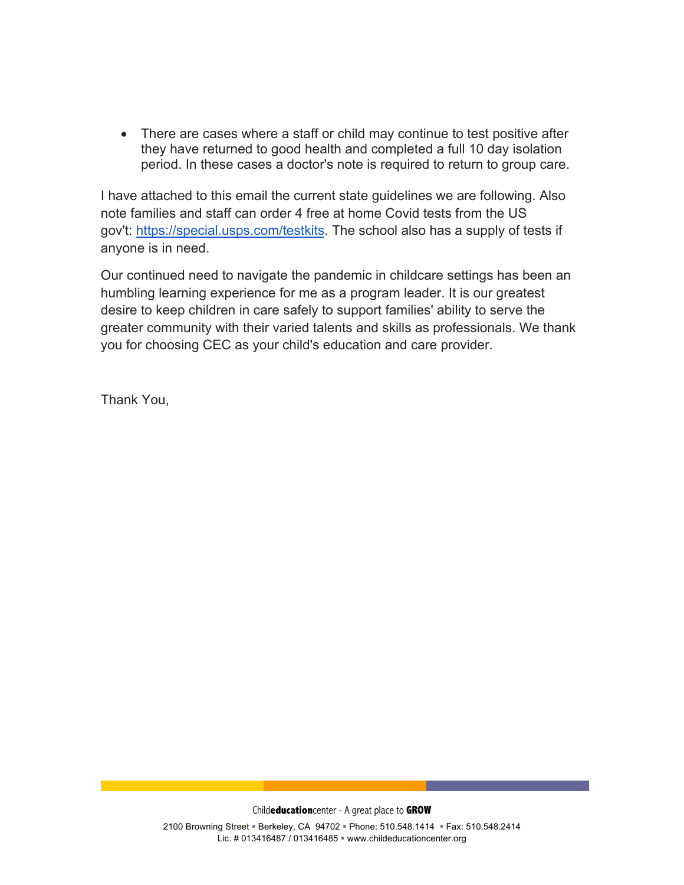- There are cases where a staff or child may continue to test positive after they have returned to good health and completed a full 10 day isolation period. In these cases a doctor's note is required to return to group care.

I have attached to this email the current state guidelines we are following. Also note families and staff can order 4 free at home Covid tests from the US gov't: [https://special.usps.com/testkits](https://special.usps.com/testkits). The school also has a supply of tests if anyone is in need.

Our continued need to navigate the pandemic in childcare settings has been an humbling learning experience for me as a program leader. It is our greatest desire to keep children in care safely to support families' ability to serve the greater community with their varied talents and skills as professionals. We thank you for choosing CEC as your child's education and care provider.

Thank You,